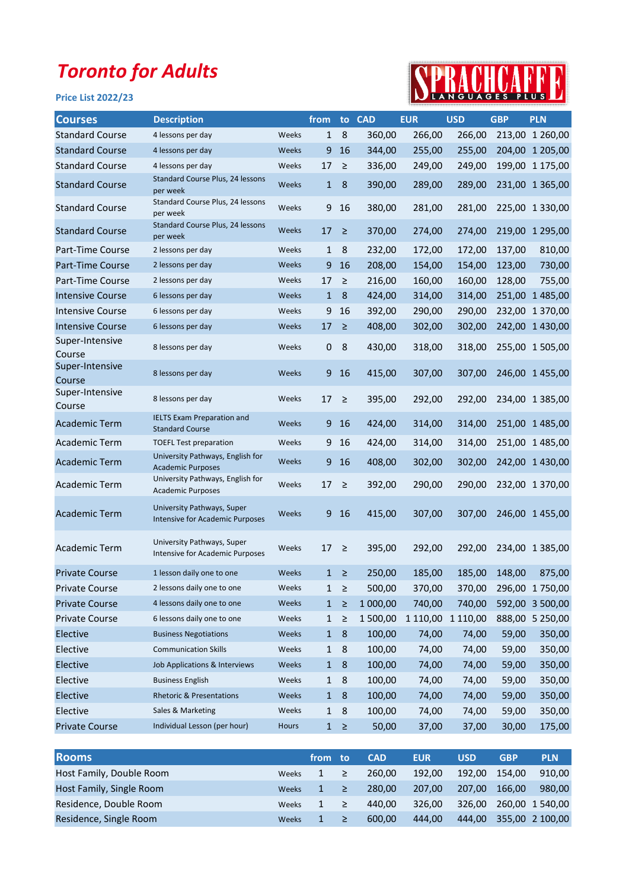# Toronto for Adults

**Price List 2022/23**

SPRACHCAFFE LANGUAGES PLUS

| Courses | Description | | from | to | CAD | EUR | USD | GBP | PLN |
|---|---|---|---|---|---|---|---|---|---|
| Standard Course | 4 lessons per day | Weeks | 1 | 8 | 360,00 | 266,00 | 266,00 | 213,00 | 1 260,00 |
| Standard Course | 4 lessons per day | Weeks | 9 | 16 | 344,00 | 255,00 | 255,00 | 204,00 | 1 205,00 |
| Standard Course | 4 lessons per day | Weeks | 17 | ≥ | 336,00 | 249,00 | 249,00 | 199,00 | 1 175,00 |
| Standard Course | Standard Course Plus, 24 lessons per week | Weeks | 1 | 8 | 390,00 | 289,00 | 289,00 | 231,00 | 1 365,00 |
| Standard Course | Standard Course Plus, 24 lessons per week | Weeks | 9 | 16 | 380,00 | 281,00 | 281,00 | 225,00 | 1 330,00 |
| Standard Course | Standard Course Plus, 24 lessons per week | Weeks | 17 | ≥ | 370,00 | 274,00 | 274,00 | 219,00 | 1 295,00 |
| Part-Time Course | 2 lessons per day | Weeks | 1 | 8 | 232,00 | 172,00 | 172,00 | 137,00 | 810,00 |
| Part-Time Course | 2 lessons per day | Weeks | 9 | 16 | 208,00 | 154,00 | 154,00 | 123,00 | 730,00 |
| Part-Time Course | 2 lessons per day | Weeks | 17 | ≥ | 216,00 | 160,00 | 160,00 | 128,00 | 755,00 |
| Intensive Course | 6 lessons per day | Weeks | 1 | 8 | 424,00 | 314,00 | 314,00 | 251,00 | 1 485,00 |
| Intensive Course | 6 lessons per day | Weeks | 9 | 16 | 392,00 | 290,00 | 290,00 | 232,00 | 1 370,00 |
| Intensive Course | 6 lessons per day | Weeks | 17 | ≥ | 408,00 | 302,00 | 302,00 | 242,00 | 1 430,00 |
| Super-Intensive Course | 8 lessons per day | Weeks | 0 | 8 | 430,00 | 318,00 | 318,00 | 255,00 | 1 505,00 |
| Super-Intensive Course | 8 lessons per day | Weeks | 9 | 16 | 415,00 | 307,00 | 307,00 | 246,00 | 1 455,00 |
| Super-Intensive Course | 8 lessons per day | Weeks | 17 | ≥ | 395,00 | 292,00 | 292,00 | 234,00 | 1 385,00 |
| Academic Term | IELTS Exam Preparation and Standard Course | Weeks | 9 | 16 | 424,00 | 314,00 | 314,00 | 251,00 | 1 485,00 |
| Academic Term | TOEFL Test preparation | Weeks | 9 | 16 | 424,00 | 314,00 | 314,00 | 251,00 | 1 485,00 |
| Academic Term | University Pathways, English for Academic Purposes | Weeks | 9 | 16 | 408,00 | 302,00 | 302,00 | 242,00 | 1 430,00 |
| Academic Term | University Pathways, English for Academic Purposes | Weeks | 17 | ≥ | 392,00 | 290,00 | 290,00 | 232,00 | 1 370,00 |
| Academic Term | University Pathways, Super Intensive for Academic Purposes | Weeks | 9 | 16 | 415,00 | 307,00 | 307,00 | 246,00 | 1 455,00 |
| Academic Term | University Pathways, Super Intensive for Academic Purposes | Weeks | 17 | ≥ | 395,00 | 292,00 | 292,00 | 234,00 | 1 385,00 |
| Private Course | 1 lesson daily one to one | Weeks | 1 | ≥ | 250,00 | 185,00 | 185,00 | 148,00 | 875,00 |
| Private Course | 2 lessons daily one to one | Weeks | 1 | ≥ | 500,00 | 370,00 | 370,00 | 296,00 | 1 750,00 |
| Private Course | 4 lessons daily one to one | Weeks | 1 | ≥ | 1 000,00 | 740,00 | 740,00 | 592,00 | 3 500,00 |
| Private Course | 6 lessons daily one to one | Weeks | 1 | ≥ | 1 500,00 | 1 110,00 | 1 110,00 | 888,00 | 5 250,00 |
| Elective | Business Negotiations | Weeks | 1 | 8 | 100,00 | 74,00 | 74,00 | 59,00 | 350,00 |
| Elective | Communication Skills | Weeks | 1 | 8 | 100,00 | 74,00 | 74,00 | 59,00 | 350,00 |
| Elective | Job Applications & Interviews | Weeks | 1 | 8 | 100,00 | 74,00 | 74,00 | 59,00 | 350,00 |
| Elective | Business English | Weeks | 1 | 8 | 100,00 | 74,00 | 74,00 | 59,00 | 350,00 |
| Elective | Rhetoric & Presentations | Weeks | 1 | 8 | 100,00 | 74,00 | 74,00 | 59,00 | 350,00 |
| Elective | Sales & Marketing | Weeks | 1 | 8 | 100,00 | 74,00 | 74,00 | 59,00 | 350,00 |
| Private Course | Individual Lesson (per hour) | Hours | 1 | ≥ | 50,00 | 37,00 | 37,00 | 30,00 | 175,00 |

| Rooms | | from | to | CAD | EUR | USD | GBP | PLN |
|---|---|---|---|---|---|---|---|---|
| Host Family, Double Room | Weeks | 1 | ≥ | 260,00 | 192,00 | 192,00 | 154,00 | 910,00 |
| Host Family, Single Room | Weeks | 1 | ≥ | 280,00 | 207,00 | 207,00 | 166,00 | 980,00 |
| Residence, Double Room | Weeks | 1 | ≥ | 440,00 | 326,00 | 326,00 | 260,00 | 1 540,00 |
| Residence, Single Room | Weeks | 1 | ≥ | 600,00 | 444,00 | 444,00 | 355,00 | 2 100,00 |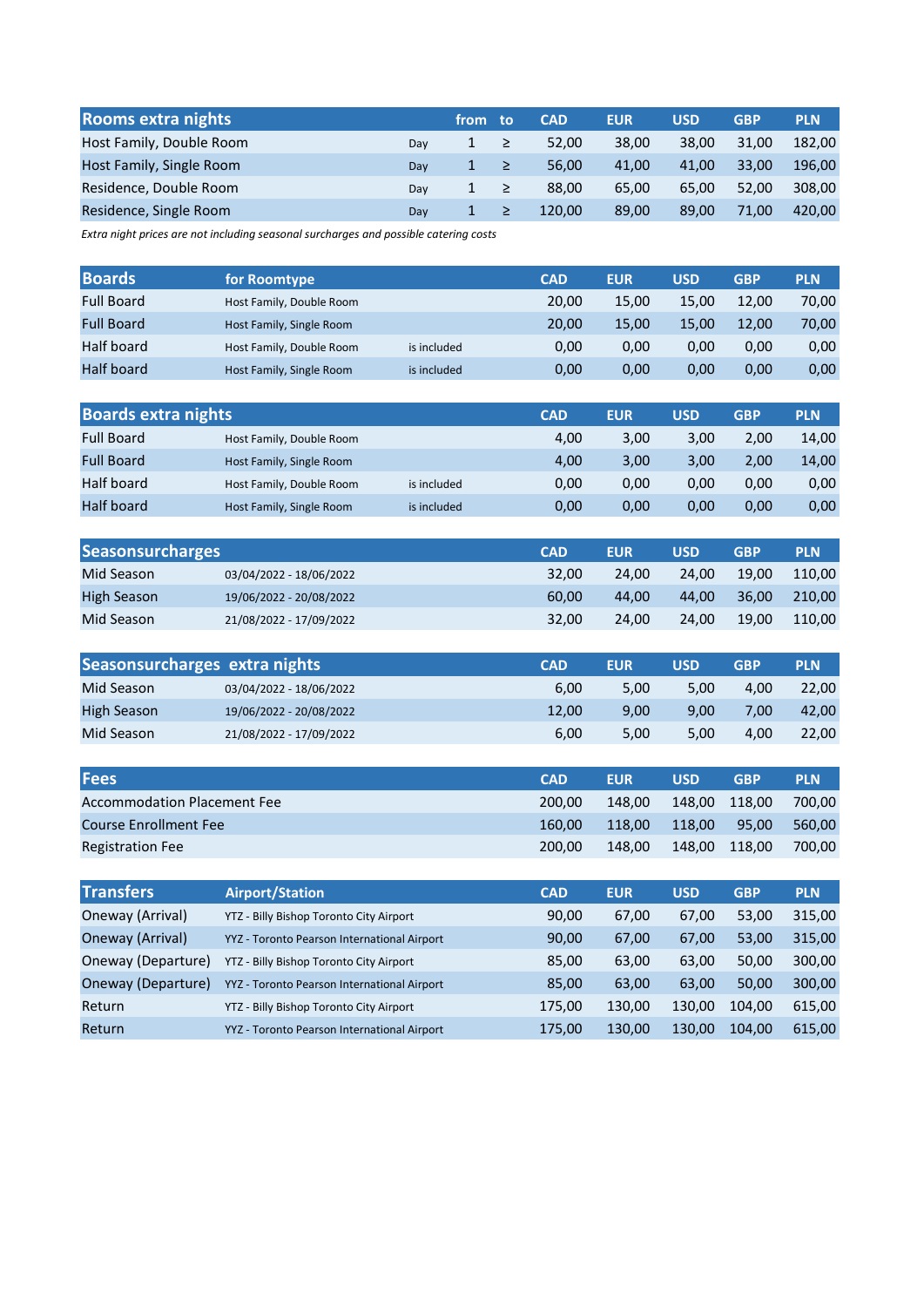| Rooms extra nights | | from | to | CAD | EUR | USD | GBP | PLN |
|---|---|---|---|---|---|---|---|---|
| Host Family, Double Room | Day | 1 | ≥ | 52,00 | 38,00 | 38,00 | 31,00 | 182,00 |
| Host Family, Single Room | Day | 1 | ≥ | 56,00 | 41,00 | 41,00 | 33,00 | 196,00 |
| Residence, Double Room | Day | 1 | ≥ | 88,00 | 65,00 | 65,00 | 52,00 | 308,00 |
| Residence, Single Room | Day | 1 | ≥ | 120,00 | 89,00 | 89,00 | 71,00 | 420,00 |

*Extra night prices are not including seasonal surcharges and possible catering costs*

| Boards | for Roomtype | | CAD | EUR | USD | GBP | PLN |
|---|---|---|---|---|---|---|---|
| Full Board | Host Family, Double Room | | 20,00 | 15,00 | 15,00 | 12,00 | 70,00 |
| Full Board | Host Family, Single Room | | 20,00 | 15,00 | 15,00 | 12,00 | 70,00 |
| Half board | Host Family, Double Room | is included | 0,00 | 0,00 | 0,00 | 0,00 | 0,00 |
| Half board | Host Family, Single Room | is included | 0,00 | 0,00 | 0,00 | 0,00 | 0,00 |

| Boards extra nights | | | CAD | EUR | USD | GBP | PLN |
|---|---|---|---|---|---|---|---|
| Full Board | Host Family, Double Room | | 4,00 | 3,00 | 3,00 | 2,00 | 14,00 |
| Full Board | Host Family, Single Room | | 4,00 | 3,00 | 3,00 | 2,00 | 14,00 |
| Half board | Host Family, Double Room | is included | 0,00 | 0,00 | 0,00 | 0,00 | 0,00 |
| Half board | Host Family, Single Room | is included | 0,00 | 0,00 | 0,00 | 0,00 | 0,00 |

| Seasonsurcharges | | CAD | EUR | USD | GBP | PLN |
|---|---|---|---|---|---|---|
| Mid Season | 03/04/2022 - 18/06/2022 | 32,00 | 24,00 | 24,00 | 19,00 | 110,00 |
| High Season | 19/06/2022 - 20/08/2022 | 60,00 | 44,00 | 44,00 | 36,00 | 210,00 |
| Mid Season | 21/08/2022 - 17/09/2022 | 32,00 | 24,00 | 24,00 | 19,00 | 110,00 |

| Seasonsurcharges extra nights | | CAD | EUR | USD | GBP | PLN |
|---|---|---|---|---|---|---|
| Mid Season | 03/04/2022 - 18/06/2022 | 6,00 | 5,00 | 5,00 | 4,00 | 22,00 |
| High Season | 19/06/2022 - 20/08/2022 | 12,00 | 9,00 | 9,00 | 7,00 | 42,00 |
| Mid Season | 21/08/2022 - 17/09/2022 | 6,00 | 5,00 | 5,00 | 4,00 | 22,00 |

| Fees | CAD | EUR | USD | GBP | PLN |
|---|---|---|---|---|---|
| Accommodation Placement Fee | 200,00 | 148,00 | 148,00 | 118,00 | 700,00 |
| Course Enrollment Fee | 160,00 | 118,00 | 118,00 | 95,00 | 560,00 |
| Registration Fee | 200,00 | 148,00 | 148,00 | 118,00 | 700,00 |

| Transfers | Airport/Station | CAD | EUR | USD | GBP | PLN |
|---|---|---|---|---|---|---|
| Oneway (Arrival) | YTZ - Billy Bishop Toronto City Airport | 90,00 | 67,00 | 67,00 | 53,00 | 315,00 |
| Oneway (Arrival) | YYZ - Toronto Pearson International Airport | 90,00 | 67,00 | 67,00 | 53,00 | 315,00 |
| Oneway (Departure) | YTZ - Billy Bishop Toronto City Airport | 85,00 | 63,00 | 63,00 | 50,00 | 300,00 |
| Oneway (Departure) | YYZ - Toronto Pearson International Airport | 85,00 | 63,00 | 63,00 | 50,00 | 300,00 |
| Return | YTZ - Billy Bishop Toronto City Airport | 175,00 | 130,00 | 130,00 | 104,00 | 615,00 |
| Return | YYZ - Toronto Pearson International Airport | 175,00 | 130,00 | 130,00 | 104,00 | 615,00 |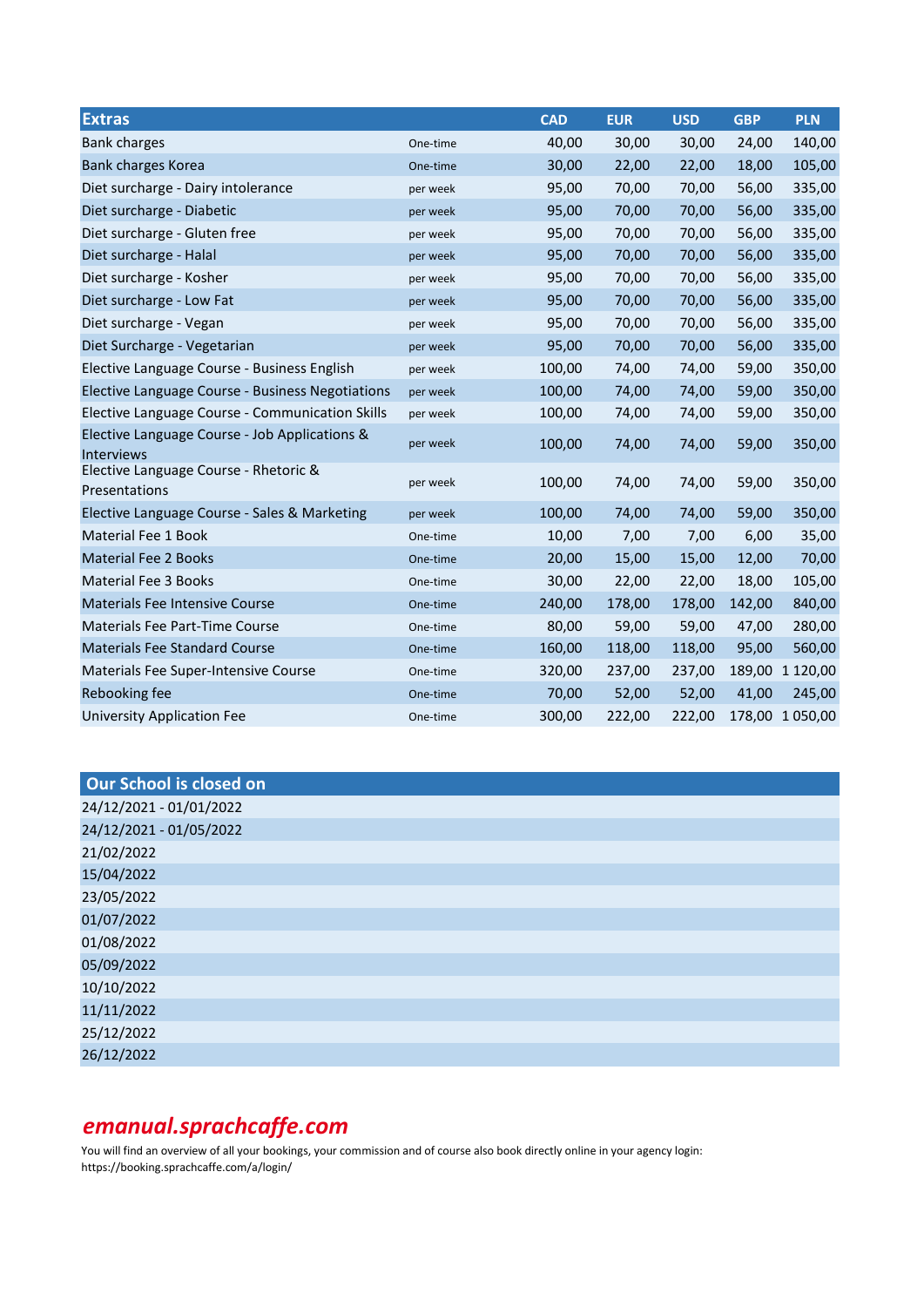| Extras | | CAD | EUR | USD | GBP | PLN |
|---|---|---|---|---|---|---|
| Bank charges | One-time | 40,00 | 30,00 | 30,00 | 24,00 | 140,00 |
| Bank charges Korea | One-time | 30,00 | 22,00 | 22,00 | 18,00 | 105,00 |
| Diet surcharge - Dairy intolerance | per week | 95,00 | 70,00 | 70,00 | 56,00 | 335,00 |
| Diet surcharge - Diabetic | per week | 95,00 | 70,00 | 70,00 | 56,00 | 335,00 |
| Diet surcharge - Gluten free | per week | 95,00 | 70,00 | 70,00 | 56,00 | 335,00 |
| Diet surcharge - Halal | per week | 95,00 | 70,00 | 70,00 | 56,00 | 335,00 |
| Diet surcharge - Kosher | per week | 95,00 | 70,00 | 70,00 | 56,00 | 335,00 |
| Diet surcharge - Low Fat | per week | 95,00 | 70,00 | 70,00 | 56,00 | 335,00 |
| Diet surcharge - Vegan | per week | 95,00 | 70,00 | 70,00 | 56,00 | 335,00 |
| Diet Surcharge - Vegetarian | per week | 95,00 | 70,00 | 70,00 | 56,00 | 335,00 |
| Elective Language Course - Business English | per week | 100,00 | 74,00 | 74,00 | 59,00 | 350,00 |
| Elective Language Course - Business Negotiations | per week | 100,00 | 74,00 | 74,00 | 59,00 | 350,00 |
| Elective Language Course - Communication Skills | per week | 100,00 | 74,00 | 74,00 | 59,00 | 350,00 |
| Elective Language Course - Job Applications & Interviews | per week | 100,00 | 74,00 | 74,00 | 59,00 | 350,00 |
| Elective Language Course - Rhetoric & Presentations | per week | 100,00 | 74,00 | 74,00 | 59,00 | 350,00 |
| Elective Language Course - Sales & Marketing | per week | 100,00 | 74,00 | 74,00 | 59,00 | 350,00 |
| Material Fee 1 Book | One-time | 10,00 | 7,00 | 7,00 | 6,00 | 35,00 |
| Material Fee 2 Books | One-time | 20,00 | 15,00 | 15,00 | 12,00 | 70,00 |
| Material Fee 3 Books | One-time | 30,00 | 22,00 | 22,00 | 18,00 | 105,00 |
| Materials Fee Intensive Course | One-time | 240,00 | 178,00 | 178,00 | 142,00 | 840,00 |
| Materials Fee Part-Time Course | One-time | 80,00 | 59,00 | 59,00 | 47,00 | 280,00 |
| Materials Fee Standard Course | One-time | 160,00 | 118,00 | 118,00 | 95,00 | 560,00 |
| Materials Fee Super-Intensive Course | One-time | 320,00 | 237,00 | 237,00 | 189,00 | 1 120,00 |
| Rebooking fee | One-time | 70,00 | 52,00 | 52,00 | 41,00 | 245,00 |
| University Application Fee | One-time | 300,00 | 222,00 | 222,00 | 178,00 | 1 050,00 |

| Our School is closed on |
|---|
| 24/12/2021 - 01/01/2022 |
| 24/12/2021 - 01/05/2022 |
| 21/02/2022 |
| 15/04/2022 |
| 23/05/2022 |
| 01/07/2022 |
| 01/08/2022 |
| 05/09/2022 |
| 10/10/2022 |
| 11/11/2022 |
| 25/12/2022 |
| 26/12/2022 |

## ***emanual.sprachcaffe.com***

You will find an overview of all your bookings, your commission and of course also book directly online in your agency login:
https://booking.sprachcaffe.com/a/login/